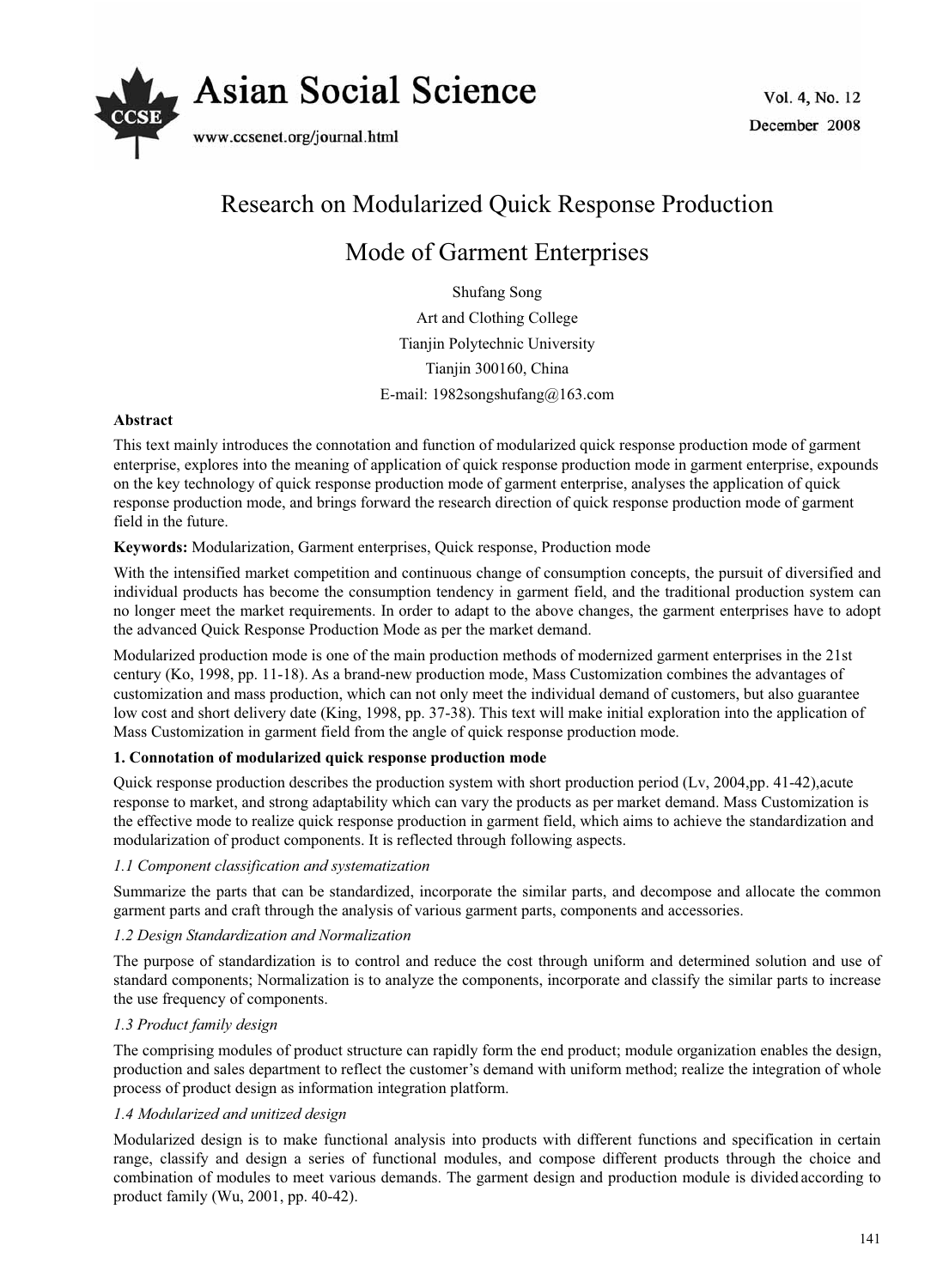# Research on Modularized Quick Response Production Mode of Garment Enterprises

Shufang Song

Art and Clothing College

Tianjin Polytechnic University

Tianjin 300160, China

E-mail: 1982songshufang@163.com

**Abstract**

This text mainly introduces the connotation and function of modularized quick response production mode of garment enterprise, explores into the meaning of application of quick response production mode in garment enterprise, expounds on the key technology of quick response production mode of garment enterprise, analyses the application of quick response production mode, and brings forward the research direction of quick response production mode of garment field in the future.

**Keywords:** Modularization, Garment enterprises, Quick response, Production mode

With the intensified market competition and continuous change of consumption concepts, the pursuit of diversified and individual products has become the consumption tendency in garment field, and the traditional production system can no longer meet the market requirements. In order to adapt to the above changes, the garment enterprises have to adopt the advanced Quick Response Production Mode as per the market demand.

Modularized production mode is one of the main production methods of modernized garment enterprises in the 21st century (Ko, 1998, pp. 11-18). As a brand-new production mode, Mass Customization combines the advantages of customization and mass production, which can not only meet the individual demand of customers, but also guarantee low cost and short delivery date (King, 1998, pp. 37-38). This text will make initial exploration into the application of Mass Customization in garment field from the angle of quick response production mode.

## 1. Connotation of modularized quick response production mode

Quick response production describes the production system with short production period (Lv, 2004,pp. 41-42),acute response to market, and strong adaptability which can vary the products as per market demand. Mass Customization is the effective mode to realize quick response production in garment field, which aims to achieve the standardization and modularization of product components. It is reflected through following aspects.

### *1.1 Component classification and systematization*

Summarize the parts that can be standardized, incorporate the similar parts, and decompose and allocate the common garment parts and craft through the analysis of various garment parts, components and accessories.

### *1.2 Design Standardization and Normalization*

The purpose of standardization is to control and reduce the cost through uniform and determined solution and use of standard components; Normalization is to analyze the components, incorporate and classify the similar parts to increase the use frequency of components.

### *1.3 Product family design*

The comprising modules of product structure can rapidly form the end product; module organization enables the design, production and sales department to reflect the customer's demand with uniform method; realize the integration of whole process of product design as information integration platform.

### *1.4 Modularized and unitized design*

Modularized design is to make functional analysis into products with different functions and specification in certain range, classify and design a series of functional modules, and compose different products through the choice and combination of modules to meet various demands. The garment design and production module is divided according to product family (Wu, 2001, pp. 40-42).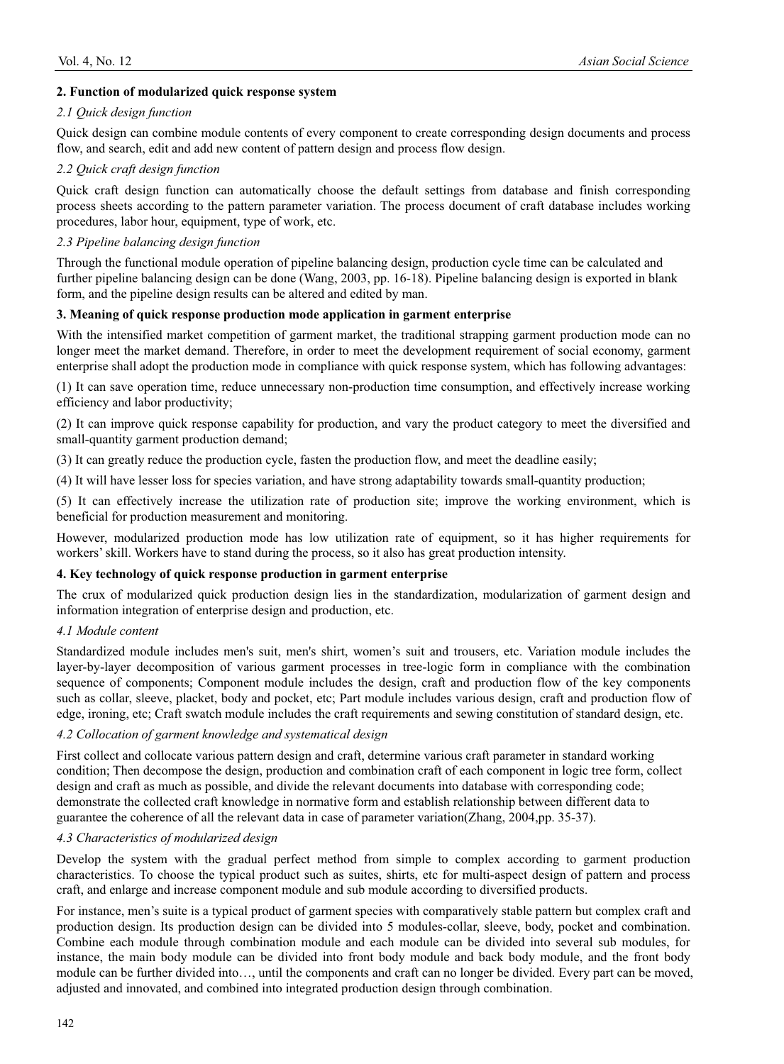## 2. Function of modularized quick response system

### *2.1 Quick design function*

Quick design can combine module contents of every component to create corresponding design documents and process flow, and search, edit and add new content of pattern design and process flow design.

### *2.2 Quick craft design function*

Quick craft design function can automatically choose the default settings from database and finish corresponding process sheets according to the pattern parameter variation. The process document of craft database includes working procedures, labor hour, equipment, type of work, etc.

### *2.3 Pipeline balancing design function*

Through the functional module operation of pipeline balancing design, production cycle time can be calculated and further pipeline balancing design can be done (Wang, 2003, pp. 16-18). Pipeline balancing design is exported in blank form, and the pipeline design results can be altered and edited by man.

## 3. Meaning of quick response production mode application in garment enterprise

With the intensified market competition of garment market, the traditional strapping garment production mode can no longer meet the market demand. Therefore, in order to meet the development requirement of social economy, garment enterprise shall adopt the production mode in compliance with quick response system, which has following advantages:

(1) It can save operation time, reduce unnecessary non-production time consumption, and effectively increase working efficiency and labor productivity;

(2) It can improve quick response capability for production, and vary the product category to meet the diversified and small-quantity garment production demand;

(3) It can greatly reduce the production cycle, fasten the production flow, and meet the deadline easily;

(4) It will have lesser loss for species variation, and have strong adaptability towards small-quantity production;

(5) It can effectively increase the utilization rate of production site; improve the working environment, which is beneficial for production measurement and monitoring.

However, modularized production mode has low utilization rate of equipment, so it has higher requirements for workers' skill. Workers have to stand during the process, so it also has great production intensity.

## 4. Key technology of quick response production in garment enterprise

The crux of modularized quick production design lies in the standardization, modularization of garment design and information integration of enterprise design and production, etc.

### *4.1 Module content*

Standardized module includes men's suit, men's shirt, women's suit and trousers, etc. Variation module includes the layer-by-layer decomposition of various garment processes in tree-logic form in compliance with the combination sequence of components; Component module includes the design, craft and production flow of the key components such as collar, sleeve, placket, body and pocket, etc; Part module includes various design, craft and production flow of edge, ironing, etc; Craft swatch module includes the craft requirements and sewing constitution of standard design, etc.

### *4.2 Collocation of garment knowledge and systematical design*

First collect and collocate various pattern design and craft, determine various craft parameter in standard working condition; Then decompose the design, production and combination craft of each component in logic tree form, collect design and craft as much as possible, and divide the relevant documents into database with corresponding code; demonstrate the collected craft knowledge in normative form and establish relationship between different data to guarantee the coherence of all the relevant data in case of parameter variation(Zhang, 2004,pp. 35-37).

### *4.3 Characteristics of modularized design*

Develop the system with the gradual perfect method from simple to complex according to garment production characteristics. To choose the typical product such as suites, shirts, etc for multi-aspect design of pattern and process craft, and enlarge and increase component module and sub module according to diversified products.

For instance, men's suite is a typical product of garment species with comparatively stable pattern but complex craft and production design. Its production design can be divided into 5 modules-collar, sleeve, body, pocket and combination. Combine each module through combination module and each module can be divided into several sub modules, for instance, the main body module can be divided into front body module and back body module, and the front body module can be further divided into…, until the components and craft can no longer be divided. Every part can be moved, adjusted and innovated, and combined into integrated production design through combination.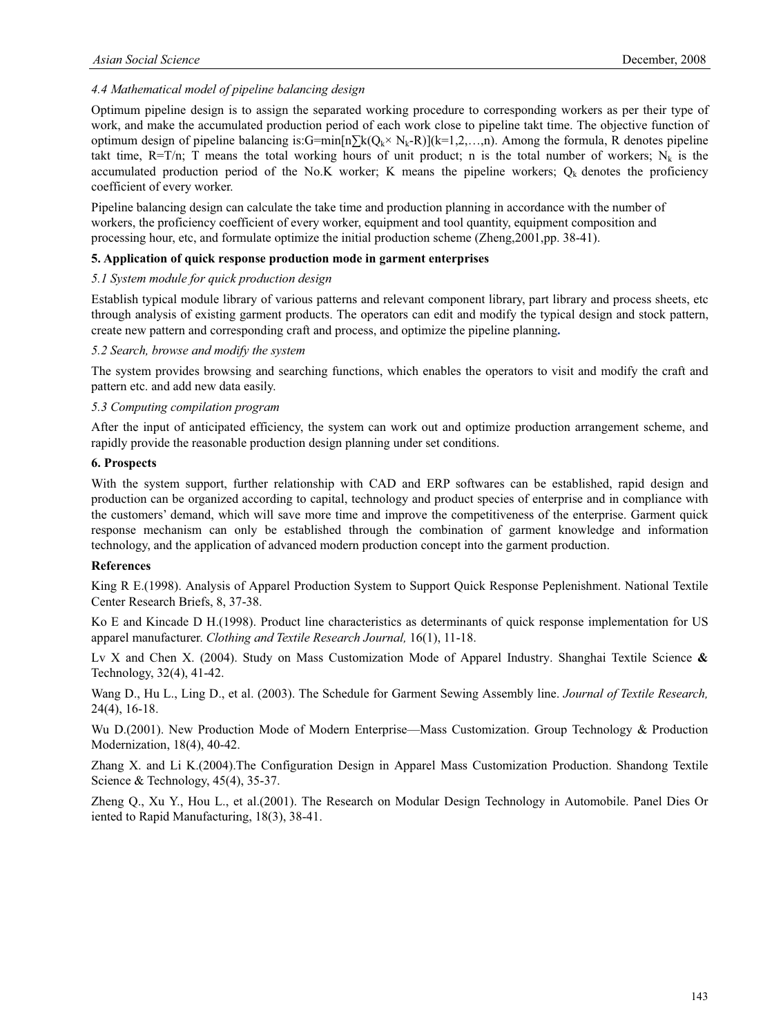*4.4 Mathematical model of pipeline balancing design*

Optimum pipeline design is to assign the separated working procedure to corresponding workers as per their type of work, and make the accumulated production period of each work close to pipeline takt time. The objective function of optimum design of pipeline balancing is:$G=\min[n\sum k(Q_k\times N_k-R)](k=1,2,\ldots,n)$. Among the formula, R denotes pipeline takt time, $R=T/n$; T means the total working hours of unit product; n is the total number of workers; $N_k$ is the accumulated production period of the No.K worker; K means the pipeline workers; $Q_k$ denotes the proficiency coefficient of every worker.

Pipeline balancing design can calculate the take time and production planning in accordance with the number of workers, the proficiency coefficient of every worker, equipment and tool quantity, equipment composition and processing hour, etc, and formulate optimize the initial production scheme (Zheng,2001,pp. 38-41).

**5. Application of quick response production mode in garment enterprises**

*5.1 System module for quick production design*

Establish typical module library of various patterns and relevant component library, part library and process sheets, etc through analysis of existing garment products. The operators can edit and modify the typical design and stock pattern, create new pattern and corresponding craft and process, and optimize the pipeline planning**.**

*5.2 Search, browse and modify the system*

The system provides browsing and searching functions, which enables the operators to visit and modify the craft and pattern etc. and add new data easily.

*5.3 Computing compilation program*

After the input of anticipated efficiency, the system can work out and optimize production arrangement scheme, and rapidly provide the reasonable production design planning under set conditions.

**6. Prospects**

With the system support, further relationship with CAD and ERP softwares can be established, rapid design and production can be organized according to capital, technology and product species of enterprise and in compliance with the customers' demand, which will save more time and improve the competitiveness of the enterprise. Garment quick response mechanism can only be established through the combination of garment knowledge and information technology, and the application of advanced modern production concept into the garment production.

**References**

King R E.(1998). Analysis of Apparel Production System to Support Quick Response Peplenishment. National Textile Center Research Briefs, 8, 37-38.

Ko E and Kincade D H.(1998). Product line characteristics as determinants of quick response implementation for US apparel manufacturer. *Clothing and Textile Research Journal,* 16(1), 11-18.

Lv X and Chen X. (2004). Study on Mass Customization Mode of Apparel Industry. Shanghai Textile Science **&** Technology, 32(4), 41-42.

Wang D., Hu L., Ling D., et al. (2003). The Schedule for Garment Sewing Assembly line. *Journal of Textile Research,* 24(4), 16-18.

Wu D.(2001). New Production Mode of Modern Enterprise—Mass Customization. Group Technology & Production Modernization, 18(4), 40-42.

Zhang X. and Li K.(2004).The Configuration Design in Apparel Mass Customization Production. Shandong Textile Science & Technology, 45(4), 35-37.

Zheng Q., Xu Y., Hou L., et al.(2001). The Research on Modular Design Technology in Automobile. Panel Dies Or iented to Rapid Manufacturing, 18(3), 38-41.